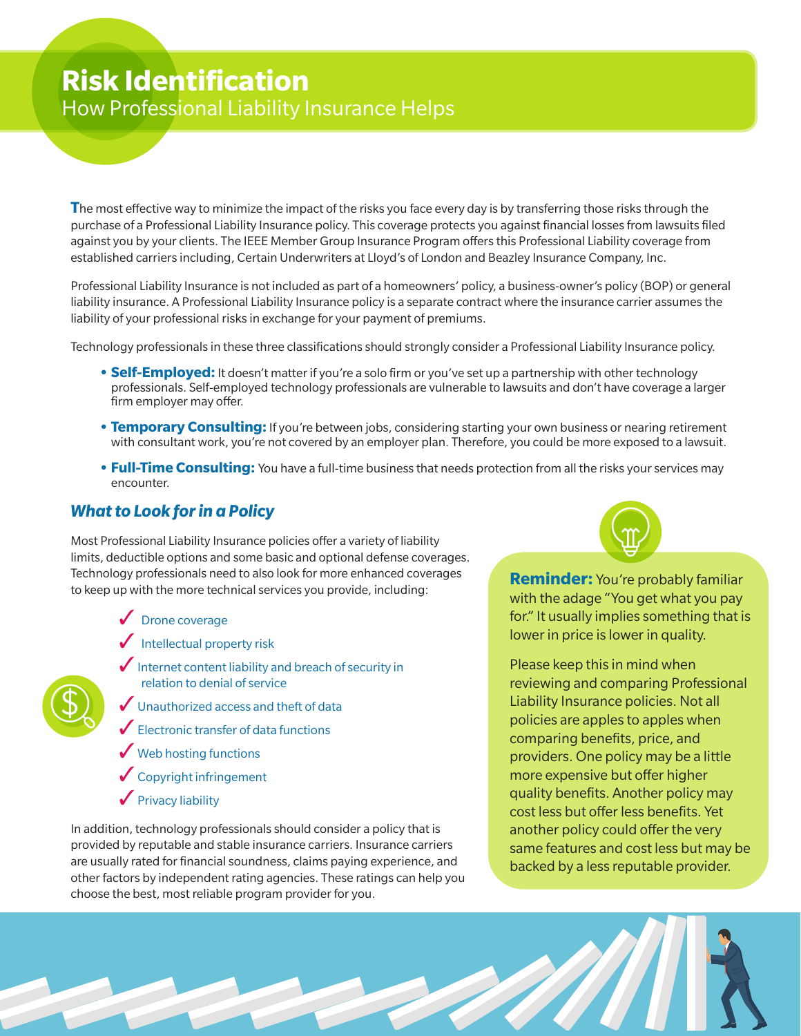# Risk Identification

## How Professional Liability Insurance Helps

The most effective way to minimize the impact of the risks you face every day is by transferring those risks through the purchase of a Professional Liability Insurance policy. This coverage protects you against financial losses from lawsuits filed against you by your clients. The IEEE Member Group Insurance Program offers this Professional Liability coverage from established carriers including, Certain Underwriters at Lloyd's of London and Beazley Insurance Company, Inc.

Professional Liability Insurance is not included as part of a homeowners' policy, a business-owner's policy (BOP) or general liability insurance. A Professional Liability Insurance policy is a separate contract where the insurance carrier assumes the liability of your professional risks in exchange for your payment of premiums.

Technology professionals in these three classifications should strongly consider a Professional Liability Insurance policy.

- **Self-Employed:** It doesn't matter if you're a solo firm or you've set up a partnership with other technology professionals. Self-employed technology professionals are vulnerable to lawsuits and don't have coverage a larger firm employer may offer.
- **Temporary Consulting:** If you're between jobs, considering starting your own business or nearing retirement with consultant work, you're not covered by an employer plan. Therefore, you could be more exposed to a lawsuit.
- **Full-Time Consulting:** You have a full-time business that needs protection from all the risks your services may encounter.

### *What to Look for in a Policy*

Most Professional Liability Insurance policies offer a variety of liability limits, deductible options and some basic and optional defense coverages. Technology professionals need to also look for more enhanced coverages to keep up with the more technical services you provide, including:

- ✓ Drone coverage
- ✓ Intellectual property risk
- ✓ Internet content liability and breach of security in relation to denial of service
- ✓ Unauthorized access and theft of data
- ✓ Electronic transfer of data functions
- ✓ Web hosting functions
- ✓ Copyright infringement
- ✓ Privacy liability

In addition, technology professionals should consider a policy that is provided by reputable and stable insurance carriers. Insurance carriers are usually rated for financial soundness, claims paying experience, and other factors by independent rating agencies. These ratings can help you choose the best, most reliable program provider for you.

**Reminder:** You're probably familiar with the adage "You get what you pay for." It usually implies something that is lower in price is lower in quality.

Please keep this in mind when reviewing and comparing Professional Liability Insurance policies. Not all policies are apples to apples when comparing benefits, price, and providers. One policy may be a little more expensive but offer higher quality benefits. Another policy may cost less but offer less benefits. Yet another policy could offer the very same features and cost less but may be backed by a less reputable provider.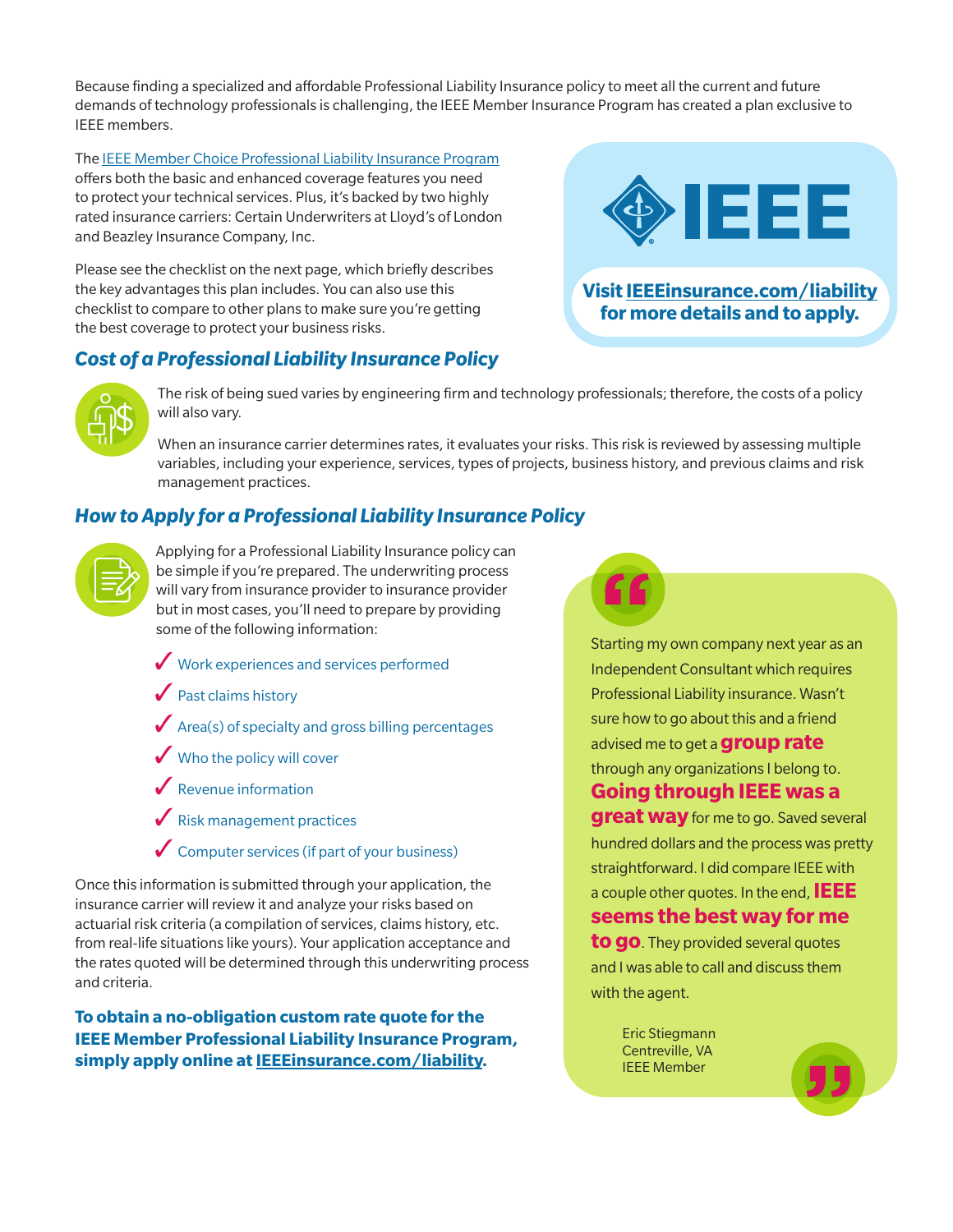Because finding a specialized and affordable Professional Liability Insurance policy to meet all the current and future demands of technology professionals is challenging, the IEEE Member Insurance Program has created a plan exclusive to IEEE members.

The IEEE Member Choice Professional Liability Insurance Program offers both the basic and enhanced coverage features you need to protect your technical services. Plus, it's backed by two highly rated insurance carriers: Certain Underwriters at Lloyd's of London and Beazley Insurance Company, Inc.

Please see the checklist on the next page, which briefly describes the key advantages this plan includes. You can also use this checklist to compare to other plans to make sure you're getting the best coverage to protect your business risks.

IEEE

**Visit IEEEinsurance.com/liability for more details and to apply.**

## *Cost of a Professional Liability Insurance Policy*

The risk of being sued varies by engineering firm and technology professionals; therefore, the costs of a policy will also vary.

When an insurance carrier determines rates, it evaluates your risks. This risk is reviewed by assessing multiple variables, including your experience, services, types of projects, business history, and previous claims and risk management practices.

## *How to Apply for a Professional Liability Insurance Policy*

Applying for a Professional Liability Insurance policy can be simple if you're prepared. The underwriting process will vary from insurance provider to insurance provider but in most cases, you'll need to prepare by providing some of the following information:

- ✓ Work experiences and services performed
- ✓ Past claims history
- ✓ Area(s) of specialty and gross billing percentages
- ✓ Who the policy will cover
- ✓ Revenue information
- ✓ Risk management practices
- ✓ Computer services (if part of your business)

Once this information is submitted through your application, the insurance carrier will review it and analyze your risks based on actuarial risk criteria (a compilation of services, claims history, etc. from real-life situations like yours). Your application acceptance and the rates quoted will be determined through this underwriting process and criteria.

**To obtain a no-obligation custom rate quote for the IEEE Member Professional Liability Insurance Program, simply apply online at IEEEinsurance.com/liability.**

> Starting my own company next year as an Independent Consultant which requires Professional Liability insurance. Wasn't sure how to go about this and a friend advised me to get a **group rate** through any organizations I belong to. **Going through IEEE was a great way** for me to go. Saved several hundred dollars and the process was pretty straightforward. I did compare IEEE with a couple other quotes. In the end, **IEEE seems the best way for me to go**. They provided several quotes and I was able to call and discuss them with the agent.
>
> Eric Stiegmann
> Centreville, VA
> IEEE Member